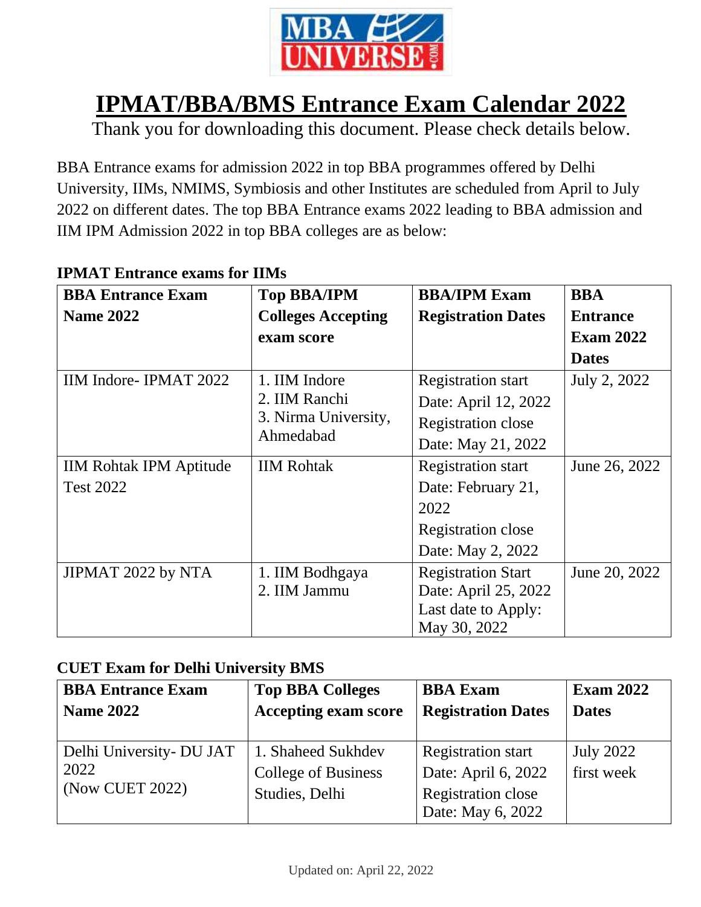# IPMAT/BBA/BMS Entrance Exam Calendar 2022

Thank you for downloading this document. Please check details below.

BBA Entrance exams for admission 2022 in top BBA programmes offered by Delhi University, IIMs, NMIMS, Symbiosis and other Institutes are scheduled from April to July 2022 on different dates. The top BBA Entrance exams 2022 leading to BBA admission and IIM IPM Admission 2022 in top BBA colleges are as below:

**IPMAT Entrance exams for IIMs**

| BBA Entrance Exam Name 2022 | Top BBA/IPM Colleges Accepting exam score | BBA/IPM Exam Registration Dates | BBA Entrance Exam 2022 Dates |
|---|---|---|---|
| IIM Indore- IPMAT 2022 | 1. IIM Indore<br>2. IIM Ranchi<br>3. Nirma University, Ahmedabad | Registration start Date: April 12, 2022<br>Registration close Date: May 21, 2022 | July 2, 2022 |
| IIM Rohtak IPM Aptitude Test 2022 | IIM Rohtak | Registration start Date: February 21, 2022<br>Registration close Date: May 2, 2022 | June 26, 2022 |
| JIPMAT 2022 by NTA | 1. IIM Bodhgaya<br>2. IIM Jammu | Registration Start Date: April 25, 2022<br>Last date to Apply: May 30, 2022 | June 20, 2022 |

**CUET Exam for Delhi University BMS**

| BBA Entrance Exam Name 2022 | Top BBA Colleges Accepting exam score | BBA Exam Registration Dates | Exam 2022 Dates |
|---|---|---|---|
| Delhi University- DU JAT 2022<br>(Now CUET 2022) | 1. Shaheed Sukhdev College of Business Studies, Delhi | Registration start Date: April 6, 2022<br>Registration close Date: May 6, 2022 | July 2022 first week |

Updated on: April 22, 2022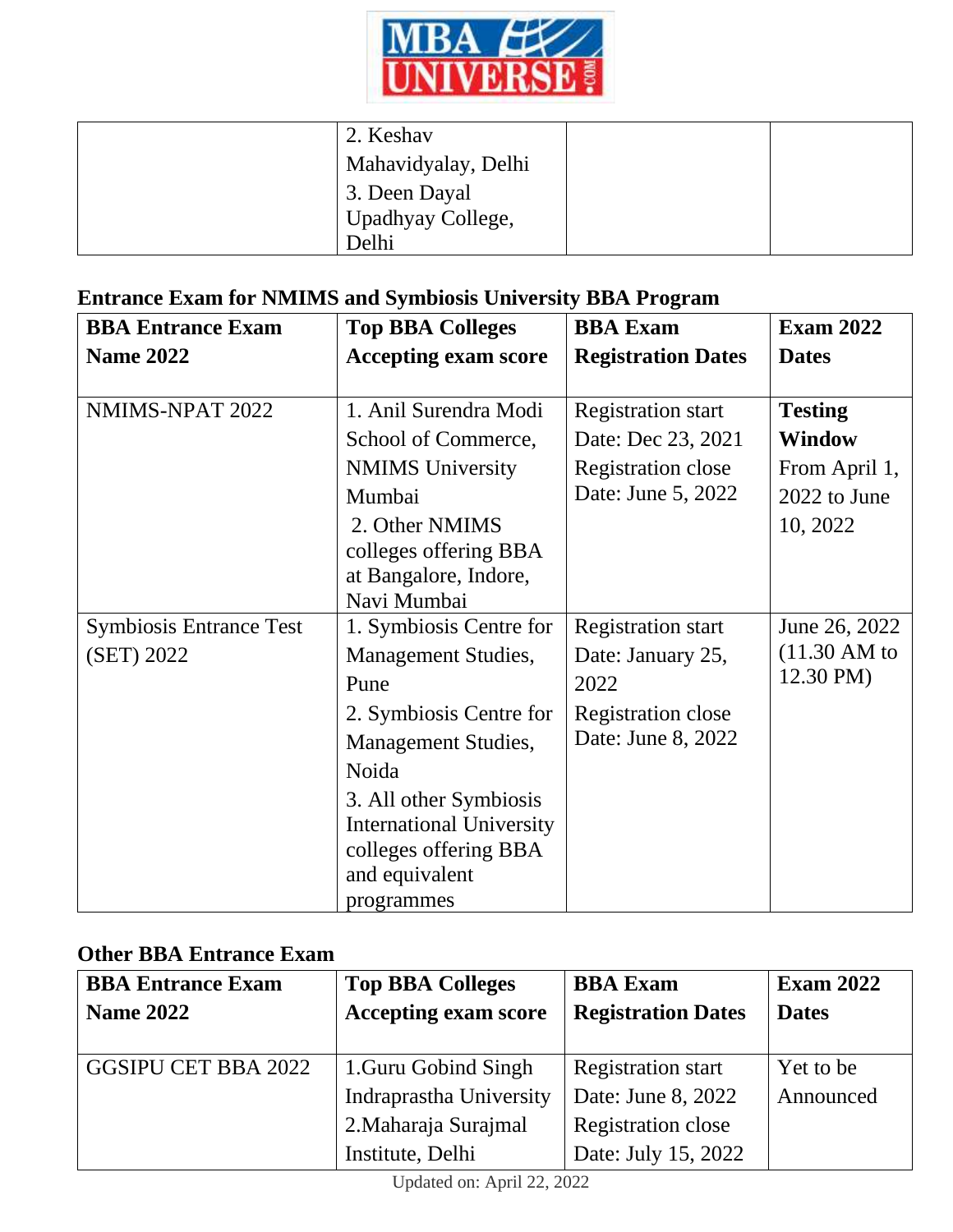| | 2. Keshav Mahavidyalay, Delhi<br>3. Deen Dayal Upadhyay College, Delhi | | |
|---|---|---|---|

### Entrance Exam for NMIMS and Symbiosis University BBA Program

| BBA Entrance Exam Name 2022 | Top BBA Colleges Accepting exam score | BBA Exam Registration Dates | Exam 2022 Dates |
|---|---|---|---|
| NMIMS-NPAT 2022 | 1. Anil Surendra Modi School of Commerce, NMIMS University Mumbai<br>2. Other NMIMS colleges offering BBA at Bangalore, Indore, Navi Mumbai | Registration start Date: Dec 23, 2021<br>Registration close Date: June 5, 2022 | **Testing Window** From April 1, 2022 to June 10, 2022 |
| Symbiosis Entrance Test (SET) 2022 | 1. Symbiosis Centre for Management Studies, Pune<br>2. Symbiosis Centre for Management Studies, Noida<br>3. All other Symbiosis International University colleges offering BBA and equivalent programmes | Registration start Date: January 25, 2022<br>Registration close Date: June 8, 2022 | June 26, 2022 (11.30 AM to 12.30 PM) |

### Other BBA Entrance Exam

| BBA Entrance Exam Name 2022 | Top BBA Colleges Accepting exam score | BBA Exam Registration Dates | Exam 2022 Dates |
|---|---|---|---|
| GGSIPU CET BBA 2022 | 1.Guru Gobind Singh Indraprastha University<br>2.Maharaja Surajmal Institute, Delhi | Registration start Date: June 8, 2022<br>Registration close Date: July 15, 2022 | Yet to be Announced |

Updated on: April 22, 2022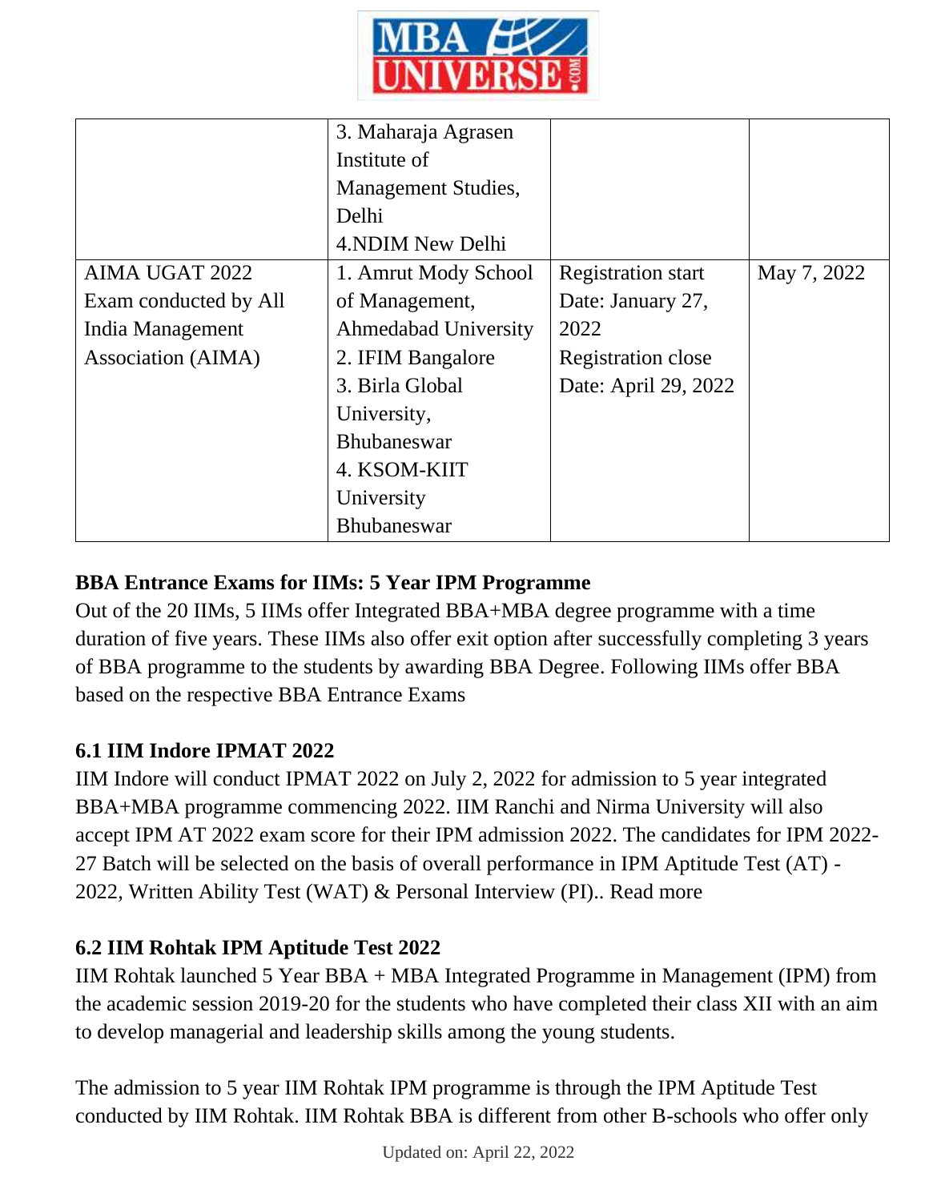| | 3. Maharaja Agrasen Institute of Management Studies, Delhi<br>4.NDIM New Delhi | | |
|---|---|---|---|
| AIMA UGAT 2022 Exam conducted by All India Management Association (AIMA) | 1. Amrut Mody School of Management, Ahmedabad University<br>2. IFIM Bangalore<br>3. Birla Global University, Bhubaneswar<br>4. KSOM-KIIT University Bhubaneswar | Registration start Date: January 27, 2022<br>Registration close Date: April 29, 2022 | May 7, 2022 |

**BBA Entrance Exams for IIMs: 5 Year IPM Programme**

Out of the 20 IIMs, 5 IIMs offer Integrated BBA+MBA degree programme with a time duration of five years. These IIMs also offer exit option after successfully completing 3 years of BBA programme to the students by awarding BBA Degree. Following IIMs offer BBA based on the respective BBA Entrance Exams

**6.1 IIM Indore IPMAT 2022**

IIM Indore will conduct IPMAT 2022 on July 2, 2022 for admission to 5 year integrated BBA+MBA programme commencing 2022. IIM Ranchi and Nirma University will also accept IPM AT 2022 exam score for their IPM admission 2022. The candidates for IPM 2022-27 Batch will be selected on the basis of overall performance in IPM Aptitude Test (AT) - 2022, Written Ability Test (WAT) & Personal Interview (PI).. Read more

**6.2 IIM Rohtak IPM Aptitude Test 2022**

IIM Rohtak launched 5 Year BBA + MBA Integrated Programme in Management (IPM) from the academic session 2019-20 for the students who have completed their class XII with an aim to develop managerial and leadership skills among the young students.

The admission to 5 year IIM Rohtak IPM programme is through the IPM Aptitude Test conducted by IIM Rohtak. IIM Rohtak BBA is different from other B-schools who offer only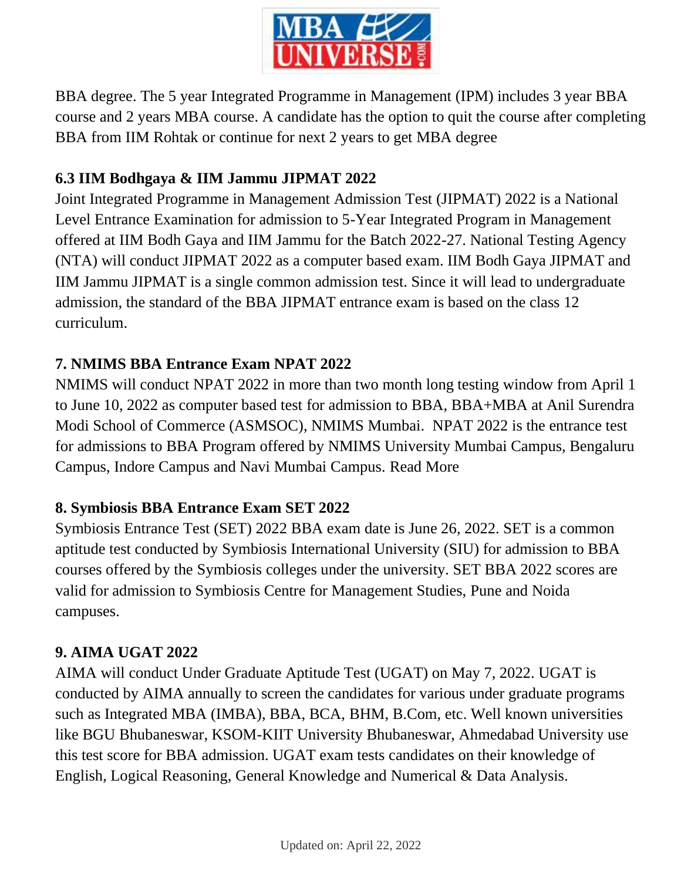BBA degree. The 5 year Integrated Programme in Management (IPM) includes 3 year BBA course and 2 years MBA course. A candidate has the option to quit the course after completing BBA from IIM Rohtak or continue for next 2 years to get MBA degree

### 6.3 IIM Bodhgaya & IIM Jammu JIPMAT 2022

Joint Integrated Programme in Management Admission Test (JIPMAT) 2022 is a National Level Entrance Examination for admission to 5-Year Integrated Program in Management offered at IIM Bodh Gaya and IIM Jammu for the Batch 2022-27. National Testing Agency (NTA) will conduct JIPMAT 2022 as a computer based exam. IIM Bodh Gaya JIPMAT and IIM Jammu JIPMAT is a single common admission test. Since it will lead to undergraduate admission, the standard of the BBA JIPMAT entrance exam is based on the class 12 curriculum.

### 7. NMIMS BBA Entrance Exam NPAT 2022

NMIMS will conduct NPAT 2022 in more than two month long testing window from April 1 to June 10, 2022 as computer based test for admission to BBA, BBA+MBA at Anil Surendra Modi School of Commerce (ASMSOC), NMIMS Mumbai. NPAT 2022 is the entrance test for admissions to BBA Program offered by NMIMS University Mumbai Campus, Bengaluru Campus, Indore Campus and Navi Mumbai Campus. Read More

### 8. Symbiosis BBA Entrance Exam SET 2022

Symbiosis Entrance Test (SET) 2022 BBA exam date is June 26, 2022. SET is a common aptitude test conducted by Symbiosis International University (SIU) for admission to BBA courses offered by the Symbiosis colleges under the university. SET BBA 2022 scores are valid for admission to Symbiosis Centre for Management Studies, Pune and Noida campuses.

### 9. AIMA UGAT 2022

AIMA will conduct Under Graduate Aptitude Test (UGAT) on May 7, 2022. UGAT is conducted by AIMA annually to screen the candidates for various under graduate programs such as Integrated MBA (IMBA), BBA, BCA, BHM, B.Com, etc. Well known universities like BGU Bhubaneswar, KSOM-KIIT University Bhubaneswar, Ahmedabad University use this test score for BBA admission. UGAT exam tests candidates on their knowledge of English, Logical Reasoning, General Knowledge and Numerical & Data Analysis.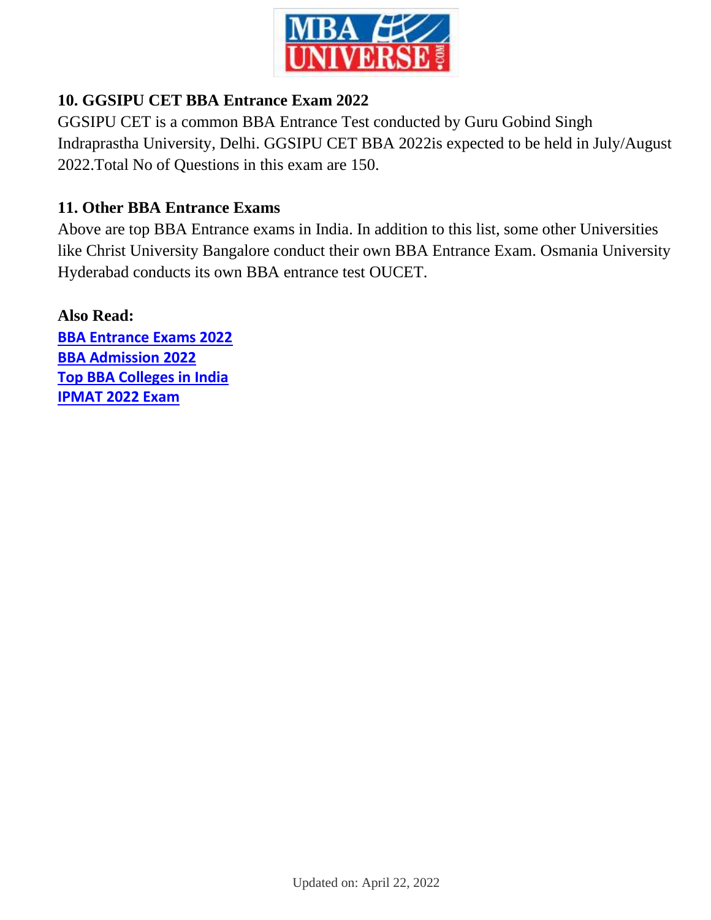### 10. GGSIPU CET BBA Entrance Exam 2022

GGSIPU CET is a common BBA Entrance Test conducted by Guru Gobind Singh Indraprastha University, Delhi. GGSIPU CET BBA 2022is expected to be held in July/August 2022.Total No of Questions in this exam are 150.

### 11. Other BBA Entrance Exams

Above are top BBA Entrance exams in India. In addition to this list, some other Universities like Christ University Bangalore conduct their own BBA Entrance Exam. Osmania University Hyderabad conducts its own BBA entrance test OUCET.

**Also Read:**

**BBA Entrance Exams 2022**
**BBA Admission 2022**
**Top BBA Colleges in India**
**IPMAT 2022 Exam**

Updated on: April 22, 2022